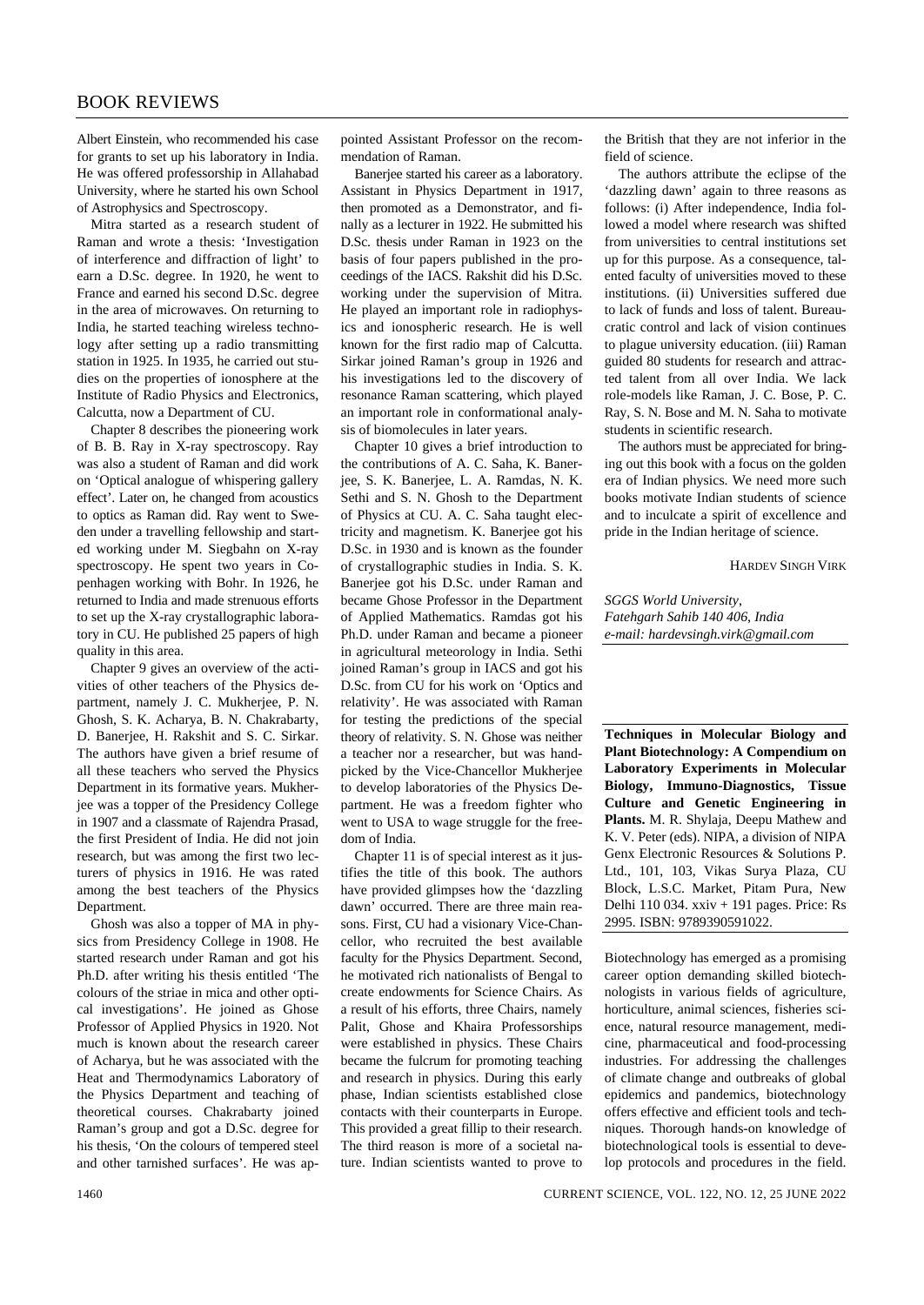Albert Einstein, who recommended his case for grants to set up his laboratory in India. He was offered professorship in Allahabad University, where he started his own School of Astrophysics and Spectroscopy.

Mitra started as a research student of Raman and wrote a thesis: 'Investigation of interference and diffraction of light' to earn a D.Sc. degree. In 1920, he went to France and earned his second D.Sc. degree in the area of microwaves. On returning to India, he started teaching wireless technology after setting up a radio transmitting station in 1925. In 1935, he carried out studies on the properties of ionosphere at the Institute of Radio Physics and Electronics, Calcutta, now a Department of CU.

Chapter 8 describes the pioneering work of B. B. Ray in X-ray spectroscopy. Ray was also a student of Raman and did work on 'Optical analogue of whispering gallery effect'. Later on, he changed from acoustics to optics as Raman did. Ray went to Sweden under a travelling fellowship and started working under M. Siegbahn on X-ray spectroscopy. He spent two years in Copenhagen working with Bohr. In 1926, he returned to India and made strenuous efforts to set up the X-ray crystallographic laboratory in CU. He published 25 papers of high quality in this area.

Chapter 9 gives an overview of the activities of other teachers of the Physics department, namely J. C. Mukherjee, P. N. Ghosh, S. K. Acharya, B. N. Chakrabarty, D. Banerjee, H. Rakshit and S. C. Sirkar. The authors have given a brief resume of all these teachers who served the Physics Department in its formative years. Mukherjee was a topper of the Presidency College in 1907 and a classmate of Rajendra Prasad, the first President of India. He did not join research, but was among the first two lecturers of physics in 1916. He was rated among the best teachers of the Physics Department.

Ghosh was also a topper of MA in physics from Presidency College in 1908. He started research under Raman and got his Ph.D. after writing his thesis entitled 'The colours of the striae in mica and other optical investigations'. He joined as Ghose Professor of Applied Physics in 1920. Not much is known about the research career of Acharya, but he was associated with the Heat and Thermodynamics Laboratory of the Physics Department and teaching of theoretical courses. Chakrabarty joined Raman's group and got a D.Sc. degree for his thesis, 'On the colours of tempered steel and other tarnished surfaces'. He was appointed Assistant Professor on the recommendation of Raman.

Banerjee started his career as a laboratory. Assistant in Physics Department in 1917, then promoted as a Demonstrator, and finally as a lecturer in 1922. He submitted his D.Sc. thesis under Raman in 1923 on the basis of four papers published in the proceedings of the IACS. Rakshit did his D.Sc. working under the supervision of Mitra. He played an important role in radiophysics and ionospheric research. He is well known for the first radio map of Calcutta. Sirkar joined Raman's group in 1926 and his investigations led to the discovery of resonance Raman scattering, which played an important role in conformational analysis of biomolecules in later years.

Chapter 10 gives a brief introduction to the contributions of A. C. Saha, K. Banerjee, S. K. Banerjee, L. A. Ramdas, N. K. Sethi and S. N. Ghosh to the Department of Physics at CU. A. C. Saha taught electricity and magnetism. K. Banerjee got his D.Sc. in 1930 and is known as the founder of crystallographic studies in India. S. K. Banerjee got his D.Sc. under Raman and became Ghose Professor in the Department of Applied Mathematics. Ramdas got his Ph.D. under Raman and became a pioneer in agricultural meteorology in India. Sethi joined Raman's group in IACS and got his D.Sc. from CU for his work on 'Optics and relativity'. He was associated with Raman for testing the predictions of the special theory of relativity. S. N. Ghose was neither a teacher nor a researcher, but was handpicked by the Vice-Chancellor Mukherjee to develop laboratories of the Physics Department. He was a freedom fighter who went to USA to wage struggle for the freedom of India.

Chapter 11 is of special interest as it justifies the title of this book. The authors have provided glimpses how the 'dazzling dawn' occurred. There are three main reasons. First, CU had a visionary Vice-Chancellor, who recruited the best available faculty for the Physics Department. Second, he motivated rich nationalists of Bengal to create endowments for Science Chairs. As a result of his efforts, three Chairs, namely Palit, Ghose and Khaira Professorships were established in physics. These Chairs became the fulcrum for promoting teaching and research in physics. During this early phase, Indian scientists established close contacts with their counterparts in Europe. This provided a great fillip to their research. The third reason is more of a societal nature. Indian scientists wanted to prove to the British that they are not inferior in the field of science.

The authors attribute the eclipse of the 'dazzling dawn' again to three reasons as follows: (i) After independence, India followed a model where research was shifted from universities to central institutions set up for this purpose. As a consequence, talented faculty of universities moved to these institutions. (ii) Universities suffered due to lack of funds and loss of talent. Bureaucratic control and lack of vision continues to plague university education. (iii) Raman guided 80 students for research and attracted talent from all over India. We lack role-models like Raman, J. C. Bose, P. C. Ray, S. N. Bose and M. N. Saha to motivate students in scientific research.

The authors must be appreciated for bringing out this book with a focus on the golden era of Indian physics. We need more such books motivate Indian students of science and to inculcate a spirit of excellence and pride in the Indian heritage of science.

HARDEV SINGH VIRK

*SGGS World University,*
*Fatehgarh Sahib 140 406, India*
*e-mail: hardevsingh.virk@gmail.com*

---

**Techniques in Molecular Biology and Plant Biotechnology: A Compendium on Laboratory Experiments in Molecular Biology, Immuno-Diagnostics, Tissue Culture and Genetic Engineering in Plants.** M. R. Shylaja, Deepu Mathew and K. V. Peter (eds). NIPA, a division of NIPA Genx Electronic Resources & Solutions P. Ltd., 101, 103, Vikas Surya Plaza, CU Block, L.S.C. Market, Pitam Pura, New Delhi 110 034. xxiv + 191 pages. Price: Rs 2995. ISBN: 9789390591022.

Biotechnology has emerged as a promising career option demanding skilled biotechnologists in various fields of agriculture, horticulture, animal sciences, fisheries science, natural resource management, medicine, pharmaceutical and food-processing industries. For addressing the challenges of climate change and outbreaks of global epidemics and pandemics, biotechnology offers effective and efficient tools and techniques. Thorough hands-on knowledge of biotechnological tools is essential to develop protocols and procedures in the field.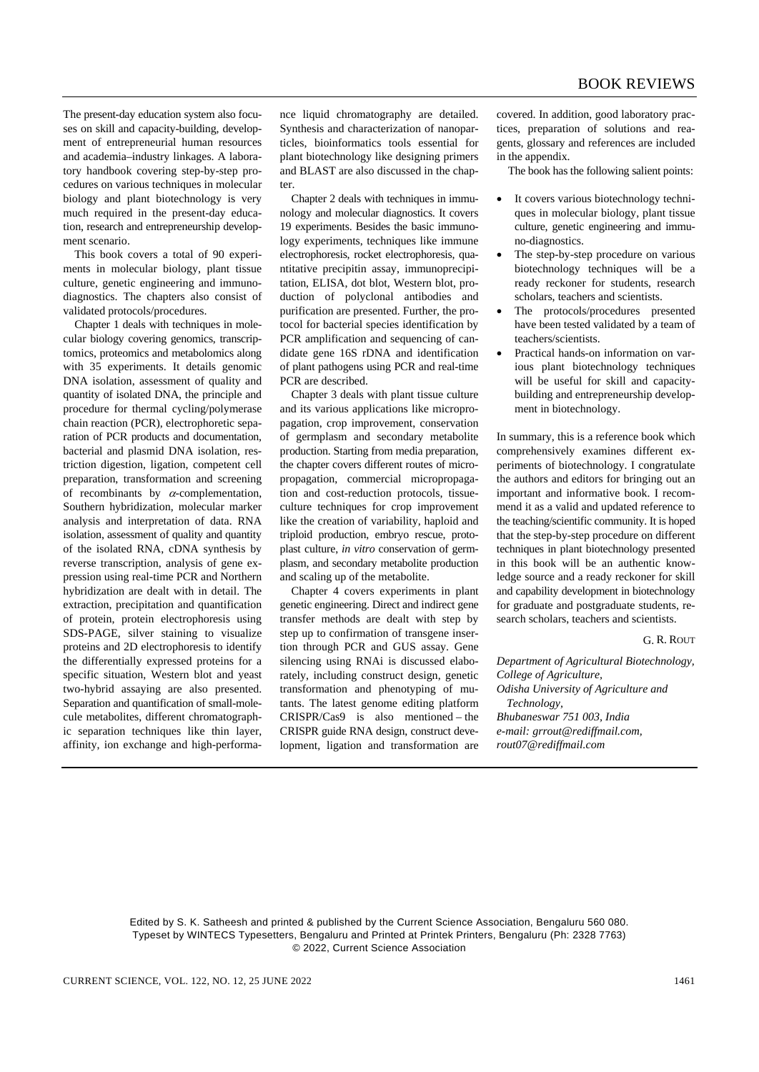The present-day education system also focuses on skill and capacity-building, development of entrepreneurial human resources and academia–industry linkages. A laboratory handbook covering step-by-step procedures on various techniques in molecular biology and plant biotechnology is very much required in the present-day education, research and entrepreneurship development scenario.

This book covers a total of 90 experiments in molecular biology, plant tissue culture, genetic engineering and immunodiagnostics. The chapters also consist of validated protocols/procedures.

Chapter 1 deals with techniques in molecular biology covering genomics, transcriptomics, proteomics and metabolomics along with 35 experiments. It details genomic DNA isolation, assessment of quality and quantity of isolated DNA, the principle and procedure for thermal cycling/polymerase chain reaction (PCR), electrophoretic separation of PCR products and documentation, bacterial and plasmid DNA isolation, restriction digestion, ligation, competent cell preparation, transformation and screening of recombinants by $\alpha$-complementation, Southern hybridization, molecular marker analysis and interpretation of data. RNA isolation, assessment of quality and quantity of the isolated RNA, cDNA synthesis by reverse transcription, analysis of gene expression using real-time PCR and Northern hybridization are dealt with in detail. The extraction, precipitation and quantification of protein, protein electrophoresis using SDS-PAGE, silver staining to visualize proteins and 2D electrophoresis to identify the differentially expressed proteins for a specific situation, Western blot and yeast two-hybrid assaying are also presented. Separation and quantification of small-molecule metabolites, different chromatographic separation techniques like thin layer, affinity, ion exchange and high-performance liquid chromatography are detailed. Synthesis and characterization of nanoparticles, bioinformatics tools essential for plant biotechnology like designing primers and BLAST are also discussed in the chapter.

Chapter 2 deals with techniques in immunology and molecular diagnostics. It covers 19 experiments. Besides the basic immunology experiments, techniques like immune electrophoresis, rocket electrophoresis, quantitative precipitin assay, immunoprecipitation, ELISA, dot blot, Western blot, production of polyclonal antibodies and purification are presented. Further, the protocol for bacterial species identification by PCR amplification and sequencing of candidate gene 16S rDNA and identification of plant pathogens using PCR and real-time PCR are described.

Chapter 3 deals with plant tissue culture and its various applications like micropropagation, crop improvement, conservation of germplasm and secondary metabolite production. Starting from media preparation, the chapter covers different routes of micropropagation, commercial micropropagation and cost-reduction protocols, tissue-culture techniques for crop improvement like the creation of variability, haploid and triploid production, embryo rescue, protoplast culture, *in vitro* conservation of germplasm, and secondary metabolite production and scaling up of the metabolite.

Chapter 4 covers experiments in plant genetic engineering. Direct and indirect gene transfer methods are dealt with step by step up to confirmation of transgene insertion through PCR and GUS assay. Gene silencing using RNAi is discussed elaborately, including construct design, genetic transformation and phenotyping of mutants. The latest genome editing platform CRISPR/Cas9 is also mentioned – the CRISPR guide RNA design, construct development, ligation and transformation are covered. In addition, good laboratory practices, preparation of solutions and reagents, glossary and references are included in the appendix.

The book has the following salient points:

- It covers various biotechnology techniques in molecular biology, plant tissue culture, genetic engineering and immuno-diagnostics.
- The step-by-step procedure on various biotechnology techniques will be a ready reckoner for students, research scholars, teachers and scientists.
- The protocols/procedures presented have been tested validated by a team of teachers/scientists.
- Practical hands-on information on various plant biotechnology techniques will be useful for skill and capacity-building and entrepreneurship development in biotechnology.

In summary, this is a reference book which comprehensively examines different experiments of biotechnology. I congratulate the authors and editors for bringing out an important and informative book. I recommend it as a valid and updated reference to the teaching/scientific community. It is hoped that the step-by-step procedure on different techniques in plant biotechnology presented in this book will be an authentic knowledge source and a ready reckoner for skill and capability development in biotechnology for graduate and postgraduate students, research scholars, teachers and scientists.

G. R. Rout

*Department of Agricultural Biotechnology,*
*College of Agriculture,*
*Odisha University of Agriculture and Technology,*
*Bhubaneswar 751 003, India*
*e-mail: grrout@rediffmail.com, rout07@rediffmail.com*

Edited by S. K. Satheesh and printed & published by the Current Science Association, Bengaluru 560 080.
Typeset by WINTECS Typesetters, Bengaluru and Printed at Printek Printers, Bengaluru (Ph: 2328 7763)
© 2022, Current Science Association